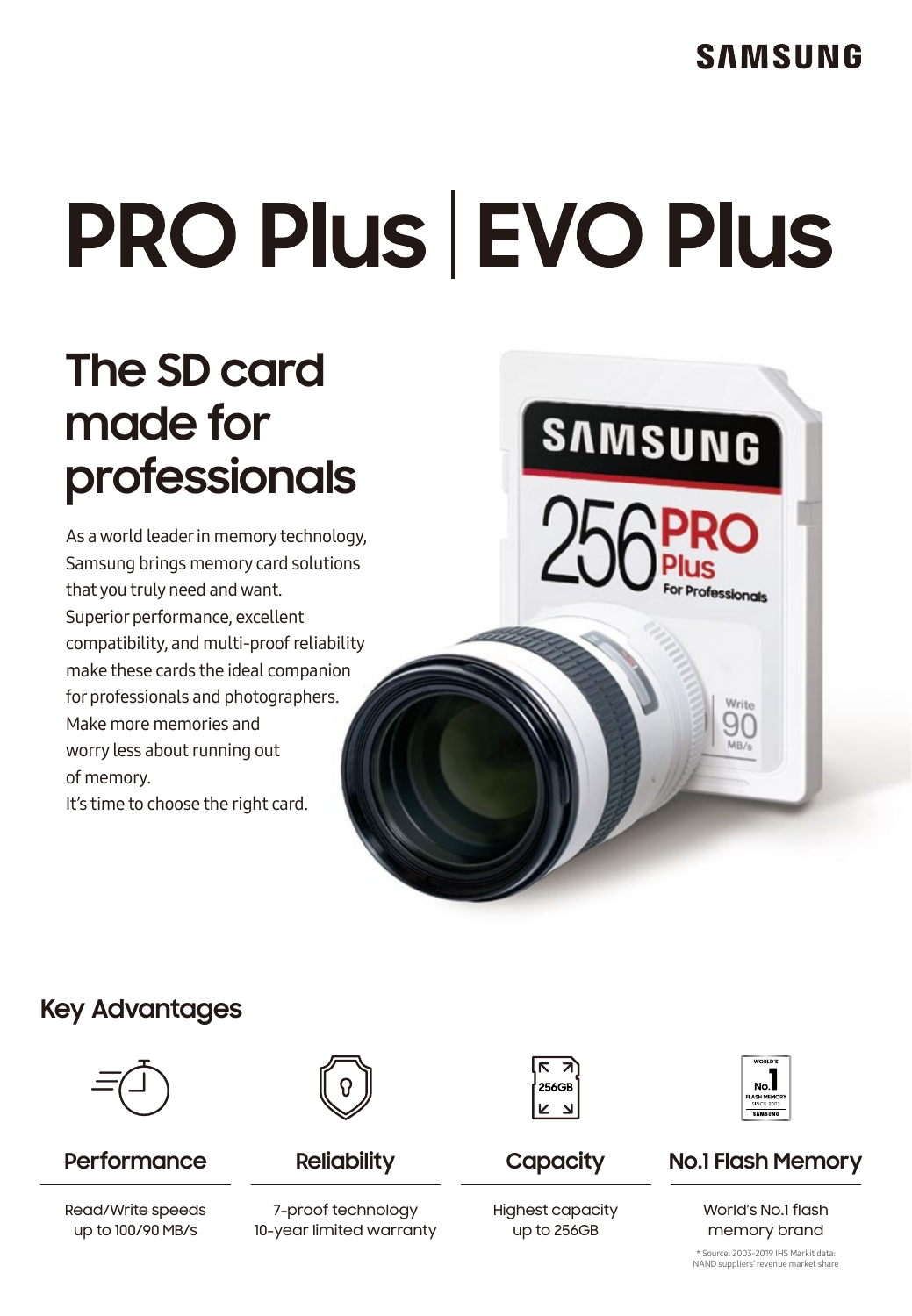SAMSUNG

# PRO Plus | EVO Plus

## The SD card made for professionals

As a world leader in memory technology, Samsung brings memory card solutions that you truly need and want. Superior performance, excellent compatibility, and multi-proof reliability make these cards the ideal companion for professionals and photographers. Make more memories and worry less about running out of memory.
It's time to choose the right card.

## Key Advantages

### Performance

Read/Write speeds up to 100/90 MB/s

### Reliability

7-proof technology
10-year limited warranty

### Capacity

Highest capacity up to 256GB

### No.1 Flash Memory

World's No.1 flash memory brand

\* Source: 2003-2019 IHS Markit data: NAND suppliers' revenue market share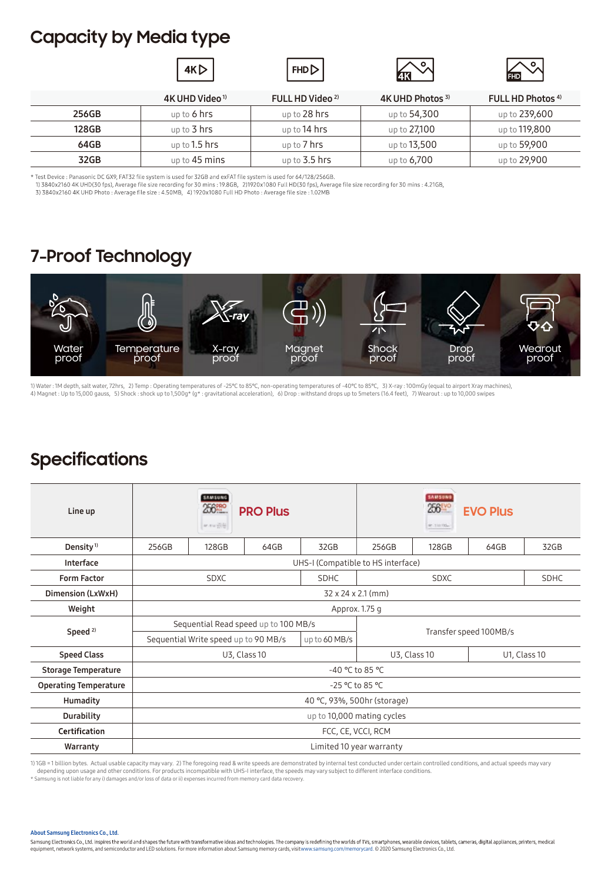## Capacity by Media type

| | 4K UHD Video [1] | FULL HD Video [2] | 4K UHD Photos [3] | FULL HD Photos [4] |
|---|---|---|---|---|
| 256GB | up to 6 hrs | up to 28 hrs | up to 54,300 | up to 239,600 |
| 128GB | up to 3 hrs | up to 14 hrs | up to 27,100 | up to 119,800 |
| 64GB | up to 1.5 hrs | up to 7 hrs | up to 13,500 | up to 59,900 |
| 32GB | up to 45 mins | up to 3.5 hrs | up to 6,700 | up to 29,900 |

* Test Device : Panasonic DC GX9, FAT32 file system is used for 32GB and exFAT file system is used for 64/128/256GB.
1) 3840x2160 4K UHD(30 fps), Average file size recording for 30 mins : 19.8GB, 2)1920x1080 Full HD(30 fps), Average file size recording for 30 mins : 4.21GB,
3) 3840x2160 4K UHD Photo : Average file size : 4.50MB, 4) 1920x1080 Full HD Photo : Average file size : 1.02MB

## 7-Proof Technology

Water proof | Temperature proof | X-ray proof | Magnet proof | Shock proof | Drop proof | Wearout proof

1) Water : 1M depth, salt water, 72hrs, 2) Temp : Operating temperatures of -25°C to 85°C, non-operating temperatures of -40°C to 85°C, 3) X-ray : 100mGy (equal to airport Xray machines),
4) Magnet : Up to 15,000 gauss, 5) Shock : shock up to 1,500g* (g* : gravitational acceleration), 6) Drop : withstand drops up to 5meters (16.4 feet), 7) Wearout : up to 10,000 swipes

## Specifications

| Line up | PRO Plus | | | | EVO Plus | | | |
|---|---|---|---|---|---|---|---|---|
| Density [1] | 256GB | 128GB | 64GB | 32GB | 256GB | 128GB | 64GB | 32GB |
| Interface | UHS-I (Compatible to HS interface) | | | | | | | |
| Form Factor | SDXC | | | SDHC | SDXC | | | SDHC |
| Dimension (LxWxH) | 32 x 24 x 2.1 (mm) | | | | | | | |
| Weight | Approx. 1.75 g | | | | | | | |
| Speed [2] | Sequential Read speed up to 100 MB/s | | | | Transfer speed 100MB/s | | | |
| | Sequential Write speed up to 90 MB/s | | | up to 60 MB/s | | | | |
| Speed Class | U3, Class 10 | | | | U3, Class 10 | | U1, Class 10 | |
| Storage Temperature | -40 °C to 85 °C | | | | | | | |
| Operating Temperature | -25 °C to 85 °C | | | | | | | |
| Humadity | 40 °C, 93%, 500hr (storage) | | | | | | | |
| Durability | up to 10,000 mating cycles | | | | | | | |
| Certification | FCC, CE, VCCI, RCM | | | | | | | |
| Warranty | Limited 10 year warranty | | | | | | | |

1) 1GB = 1 billion bytes. Actual usable capacity may vary. 2) The foregoing read & write speeds are demonstrated by internal test conducted under certain controlled conditions, and actual speeds may vary depending upon usage and other conditions. For products incompatible with UHS-I interface, the speeds may vary subject to different interface conditions.
* Samsung is not liable for any i) damages and/or loss of data or ii) expenses incurred from memory card data recovery.

**About Samsung Electronics Co., Ltd.**

Samsung Electronics Co., Ltd. inspires the world and shapes the future with transformative ideas and technologies. The company is redefining the worlds of TVs, smartphones, wearable devices, tablets, cameras, digital appliances, printers, medical equipment, network systems, and semiconductor and LED solutions. For more information about Samsung memory cards, visit www.samsung.com/memorycard. © 2020 Samsung Electronics Co., Ltd.